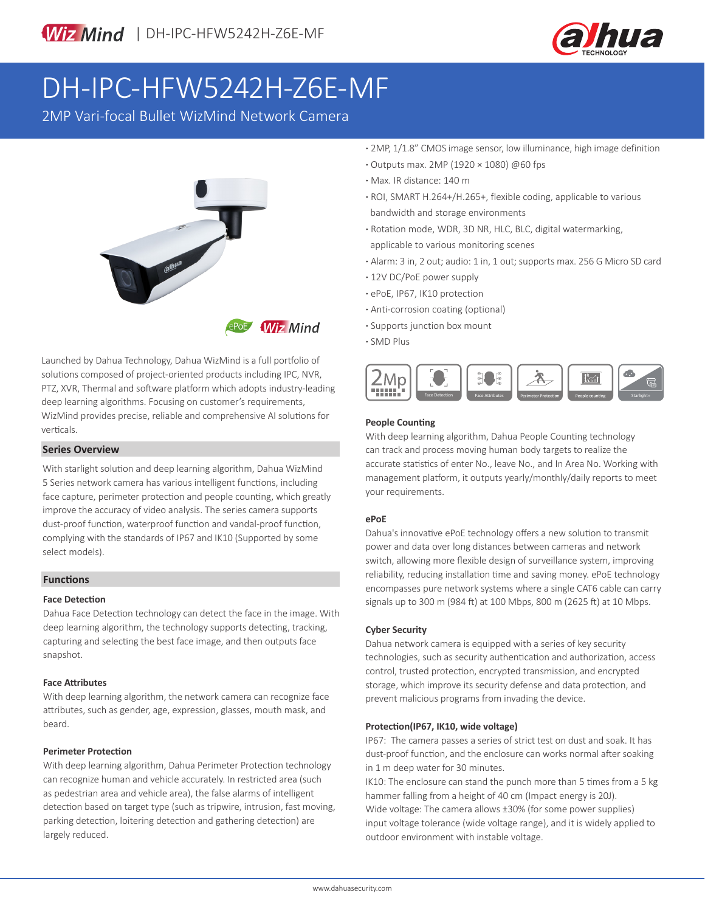# DH-IPC-HFW5242H-Z6E-MF

2MP Vari-focal Bullet WizMind Network Camera

- 2MP, 1/1.8" CMOS image sensor, low illuminance, high image definition
- Outputs max. 2MP (1920 × 1080) @60 fps
- Max. IR distance: 140 m
- ROI, SMART H.264+/H.265+, flexible coding, applicable to various bandwidth and storage environments
- Rotation mode, WDR, 3D NR, HLC, BLC, digital watermarking, applicable to various monitoring scenes
- Alarm: 3 in, 2 out; audio: 1 in, 1 out; supports max. 256 G Micro SD card
- 12V DC/PoE power supply
- ePoE, IP67, IK10 protection
- Anti-corrosion coating (optional)
- Supports junction box mount
- SMD Plus

Launched by Dahua Technology, Dahua WizMind is a full portfolio of solutions composed of project-oriented products including IPC, NVR, PTZ, XVR, Thermal and software platform which adopts industry-leading deep learning algorithms. Focusing on customer's requirements, WizMind provides precise, reliable and comprehensive AI solutions for verticals.

## Series Overview

With starlight solution and deep learning algorithm, Dahua WizMind 5 Series network camera has various intelligent functions, including face capture, perimeter protection and people counting, which greatly improve the accuracy of video analysis. The series camera supports dust-proof function, waterproof function and vandal-proof function, complying with the standards of IP67 and IK10 (Supported by some select models).

## Functions

### Face Detection

Dahua Face Detection technology can detect the face in the image. With deep learning algorithm, the technology supports detecting, tracking, capturing and selecting the best face image, and then outputs face snapshot.

### Face Attributes

With deep learning algorithm, the network camera can recognize face attributes, such as gender, age, expression, glasses, mouth mask, and beard.

### Perimeter Protection

With deep learning algorithm, Dahua Perimeter Protection technology can recognize human and vehicle accurately. In restricted area (such as pedestrian area and vehicle area), the false alarms of intelligent detection based on target type (such as tripwire, intrusion, fast moving, parking detection, loitering detection and gathering detection) are largely reduced.

### People Counting

With deep learning algorithm, Dahua People Counting technology can track and process moving human body targets to realize the accurate statistics of enter No., leave No., and In Area No. Working with management platform, it outputs yearly/monthly/daily reports to meet your requirements.

### ePoE

Dahua's innovative ePoE technology offers a new solution to transmit power and data over long distances between cameras and network switch, allowing more flexible design of surveillance system, improving reliability, reducing installation time and saving money. ePoE technology encompasses pure network systems where a single CAT6 cable can carry signals up to 300 m (984 ft) at 100 Mbps, 800 m (2625 ft) at 10 Mbps.

### Cyber Security

Dahua network camera is equipped with a series of key security technologies, such as security authentication and authorization, access control, trusted protection, encrypted transmission, and encrypted storage, which improve its security defense and data protection, and prevent malicious programs from invading the device.

### Protection(IP67, IK10, wide voltage)

IP67: The camera passes a series of strict test on dust and soak. It has dust-proof function, and the enclosure can works normal after soaking in 1 m deep water for 30 minutes.

IK10: The enclosure can stand the punch more than 5 times from a 5 kg hammer falling from a height of 40 cm (Impact energy is 20J).

Wide voltage: The camera allows ±30% (for some power supplies) input voltage tolerance (wide voltage range), and it is widely applied to outdoor environment with instable voltage.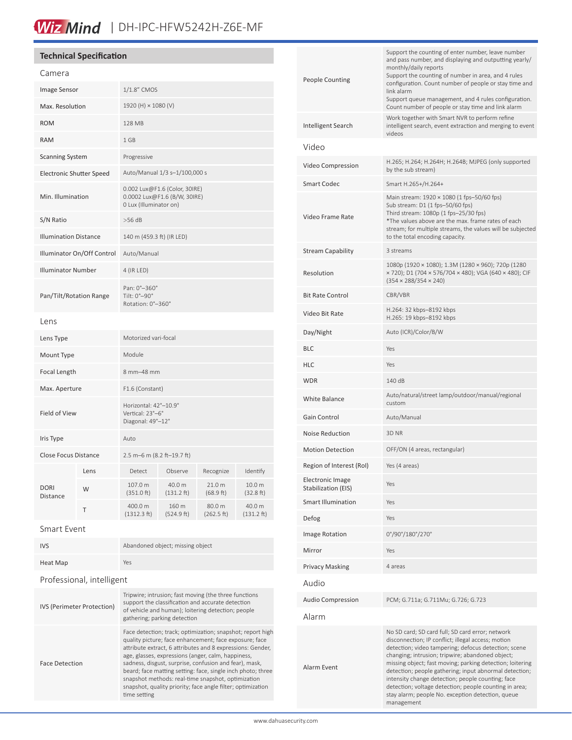# Wiz Mind | DH-IPC-HFW5242H-Z6E-MF

## Technical Specification

### Camera

| | |
|---|---|
| Image Sensor | 1/1.8" CMOS |
| Max. Resolution | 1920 (H) × 1080 (V) |
| ROM | 128 MB |
| RAM | 1 GB |
| Scanning System | Progressive |
| Electronic Shutter Speed | Auto/Manual 1/3 s–1/100,000 s |
| Min. Illumination | 0.002 Lux@F1.6 (Color, 30IRE)<br>0.0002 Lux@F1.6 (B/W, 30IRE)<br>0 Lux (Illuminator on) |
| S/N Ratio | >56 dB |
| Illumination Distance | 140 m (459.3 ft) (IR LED) |
| Illuminator On/Off Control | Auto/Manual |
| Illuminator Number | 4 (IR LED) |
| Pan/Tilt/Rotation Range | Pan: 0°–360°<br>Tilt: 0°–90°<br>Rotation: 0°–360° |

### Lens

| | | | | | |
|---|---|---|---|---|---|
| Lens Type | Motorized vari-focal | | | | |
| Mount Type | Module | | | | |
| Focal Length | 8 mm–48 mm | | | | |
| Max. Aperture | F1.6 (Constant) | | | | |
| Field of View | Horizontal: 42°–10.9°<br>Vertical: 23°–6°<br>Diagonal: 49°–12° | | | | |
| Iris Type | Auto | | | | |
| Close Focus Distance | 2.5 m–6 m (8.2 ft–19.7 ft) | | | | |
| DORI Distance | Lens | Detect | Observe | Recognize | Identify |
| | W | 107.0 m (351.0 ft) | 40.0 m (131.2 ft) | 21.0 m (68.9 ft) | 10.0 m (32.8 ft) |
| | T | 400.0 m (1312.3 ft) | 160 m (524.9 ft) | 80.0 m (262.5 ft) | 40.0 m (131.2 ft) |

### Smart Event

| | |
|---|---|
| IVS | Abandoned object; missing object |
| Heat Map | Yes |

### Professional, intelligent

| | |
|---|---|
| IVS (Perimeter Protection) | Tripwire; intrusion; fast moving (the three functions support the classification and accurate detection of vehicle and human); loitering detection; people gathering; parking detection |
| Face Detection | Face detection; track; optimization; snapshot; report high quality picture; face enhancement; face exposure; face attribute extract, 6 attributes and 8 expressions: Gender, age, glasses, expressions (anger, calm, happiness, sadness, disgust, surprise, confusion and fear), mask, beard; face matting setting: face, single inch photo; three snapshot methods: real-time snapshot, optimization snapshot, quality priority; face angle filter; optimization time setting |
| People Counting | Support the counting of enter number, leave number and pass number, and displaying and outputting yearly/monthly/daily reports<br>Support the counting of number in area, and 4 rules configuration. Count number of people or stay time and link alarm<br>Support queue management, and 4 rules configuration. Count number of people or stay time and link alarm |
| Intelligent Search | Work together with Smart NVR to perform refine intelligent search, event extraction and merging to event videos |

### Video

| | |
|---|---|
| Video Compression | H.265; H.264; H.264H; H.264B; MJPEG (only supported by the sub stream) |
| Smart Codec | Smart H.265+/H.264+ |
| Video Frame Rate | Main stream: 1920 × 1080 (1 fps–50/60 fps)<br>Sub stream: D1 (1 fps–50/60 fps)<br>Third stream: 1080p (1 fps–25/30 fps)<br>*The values above are the max. frame rates of each stream; for multiple streams, the values will be subjected to the total encoding capacity. |
| Stream Capability | 3 streams |
| Resolution | 1080p (1920 × 1080); 1.3M (1280 × 960); 720p (1280 × 720); D1 (704 × 576/704 × 480); VGA (640 × 480); CIF (354 × 288/354 × 240) |
| Bit Rate Control | CBR/VBR |
| Video Bit Rate | H.264: 32 kbps–8192 kbps<br>H.265: 19 kbps–8192 kbps |
| Day/Night | Auto (ICR)/Color/B/W |
| BLC | Yes |
| HLC | Yes |
| WDR | 140 dB |
| White Balance | Auto/natural/street lamp/outdoor/manual/regional custom |
| Gain Control | Auto/Manual |
| Noise Reduction | 3D NR |
| Motion Detection | OFF/ON (4 areas, rectangular) |
| Region of Interest (RoI) | Yes (4 areas) |
| Electronic Image Stabilization (EIS) | Yes |
| Smart Illumination | Yes |
| Defog | Yes |
| Image Rotation | 0°/90°/180°/270° |
| Mirror | Yes |
| Privacy Masking | 4 areas |

### Audio

| | |
|---|---|
| Audio Compression | PCM; G.711a; G.711Mu; G.726; G.723 |

### Alarm

| | |
|---|---|
| Alarm Event | No SD card; SD card full; SD card error; network disconnection; IP conflict; illegal access; motion detection; video tampering; defocus detection; scene changing; intrusion; tripwire; abandoned object; missing object; fast moving; parking detection; loitering detection; people gathering; input abnormal detection; intensity change detection; people counting; face detection; voltage detection; people counting in area; stay alarm; people No. exception detection, queue management |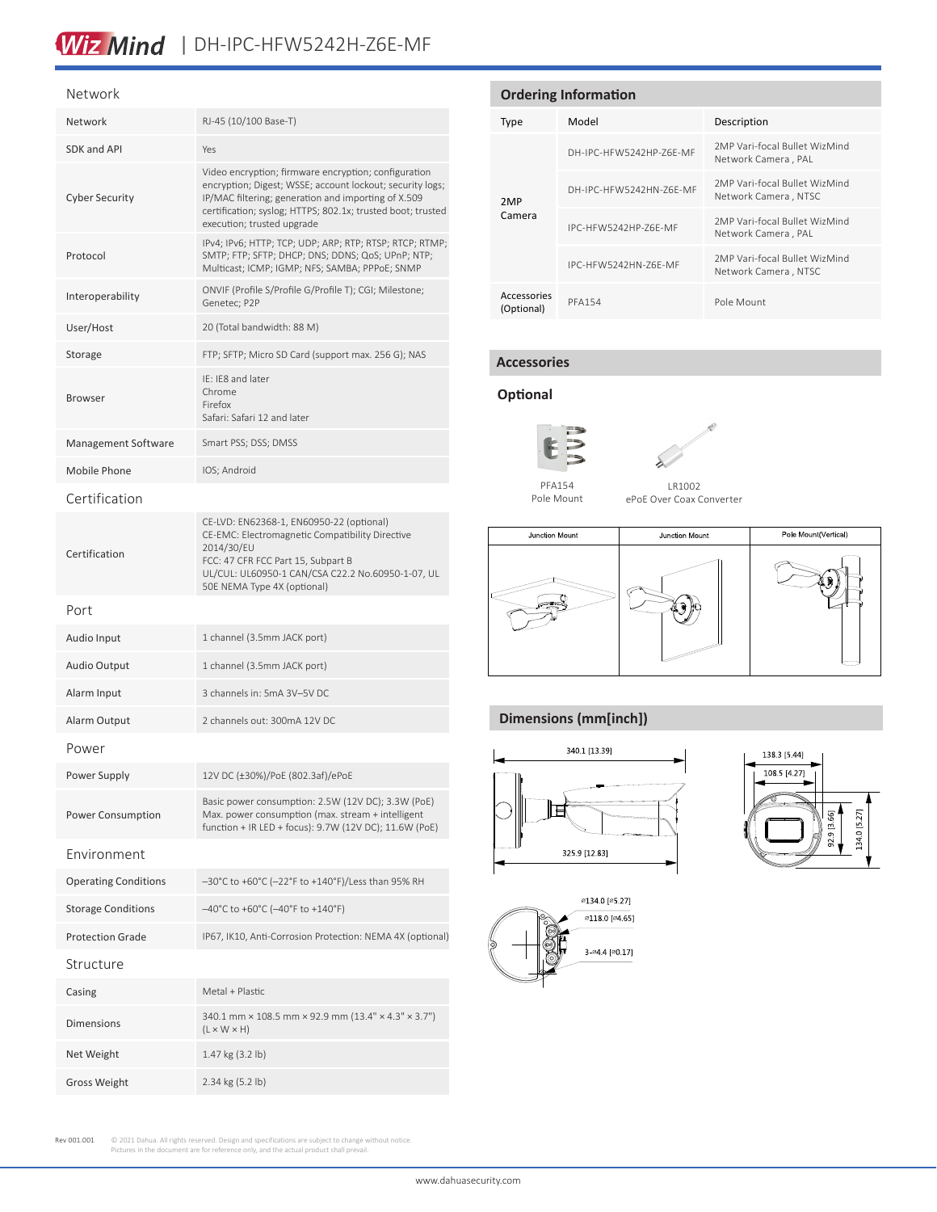## Network

| | |
|---|---|
| Network | RJ-45 (10/100 Base-T) |
| SDK and API | Yes |
| Cyber Security | Video encryption; firmware encryption; configuration encryption; Digest; WSSE; account lockout; security logs; IP/MAC filtering; generation and importing of X.509 certification; syslog; HTTPS; 802.1x; trusted boot; trusted execution; trusted upgrade |
| Protocol | IPv4; IPv6; HTTP; TCP; UDP; ARP; RTP; RTSP; RTCP; RTMP; SMTP; FTP; SFTP; DHCP; DNS; DDNS; QoS; UPnP; NTP; Multicast; ICMP; IGMP; NFS; SAMBA; PPPoE; SNMP |
| Interoperability | ONVIF (Profile S/Profile G/Profile T); CGI; Milestone; Genetec; P2P |
| User/Host | 20 (Total bandwidth: 88 M) |
| Storage | FTP; SFTP; Micro SD Card (support max. 256 G); NAS |
| Browser | IE: IE8 and later<br>Chrome<br>Firefox<br>Safari: Safari 12 and later |
| Management Software | Smart PSS; DSS; DMSS |
| Mobile Phone | IOS; Android |

## Certification

| | |
|---|---|
| Certification | CE-LVD: EN62368-1, EN60950-22 (optional)<br>CE-EMC: Electromagnetic Compatibility Directive 2014/30/EU<br>FCC: 47 CFR FCC Part 15, Subpart B<br>UL/CUL: UL60950-1 CAN/CSA C22.2 No.60950-1-07, UL 50E NEMA Type 4X (optional) |

## Port

| | |
|---|---|
| Audio Input | 1 channel (3.5mm JACK port) |
| Audio Output | 1 channel (3.5mm JACK port) |
| Alarm Input | 3 channels in: 5mA 3V–5V DC |
| Alarm Output | 2 channels out: 300mA 12V DC |

## Power

| | |
|---|---|
| Power Supply | 12V DC (±30%)/PoE (802.3af)/ePoE |
| Power Consumption | Basic power consumption: 2.5W (12V DC); 3.3W (PoE)<br>Max. power consumption (max. stream + intelligent function + IR LED + focus): 9.7W (12V DC); 11.6W (PoE) |

## Environment

| | |
|---|---|
| Operating Conditions | –30°C to +60°C (–22°F to +140°F)/Less than 95% RH |
| Storage Conditions | –40°C to +60°C (–40°F to +140°F) |
| Protection Grade | IP67, IK10, Anti-Corrosion Protection: NEMA 4X (optional) |

## Structure

| | |
|---|---|
| Casing | Metal + Plastic |
| Dimensions | 340.1 mm × 108.5 mm × 92.9 mm (13.4" × 4.3" × 3.7") (L × W × H) |
| Net Weight | 1.47 kg (3.2 lb) |
| Gross Weight | 2.34 kg (5.2 lb) |

## Ordering Information

| Type | Model | Description |
|---|---|---|
| 2MP Camera | DH-IPC-HFW5242HP-Z6E-MF | 2MP Vari-focal Bullet WizMind Network Camera , PAL |
| | DH-IPC-HFW5242HN-Z6E-MF | 2MP Vari-focal Bullet WizMind Network Camera , NTSC |
| | IPC-HFW5242HP-Z6E-MF | 2MP Vari-focal Bullet WizMind Network Camera , PAL |
| | IPC-HFW5242HN-Z6E-MF | 2MP Vari-focal Bullet WizMind Network Camera , NTSC |
| Accessories (Optional) | PFA154 | Pole Mount |

## Accessories

### Optional

PFA154
Pole Mount

LR1002
ePoE Over Coax Converter

Junction Mount

Junction Mount

Pole Mount(Vertical)

## Dimensions (mm[inch])

340.1 [13.39]
325.9 [12.83]
138.3 [5.44]
108.5 [4.27]
92.9 [3.66]
134.0 [5.27]
⌀134.0 [⌀5.27]
⌀118.0 [⌀4.65]
3-⌀4.4 [⌀0.17]

Rev 001.001 © 2021 Dahua. All rights reserved. Design and specifications are subject to change without notice. Pictures in the document are for reference only, and the actual product shall prevail.